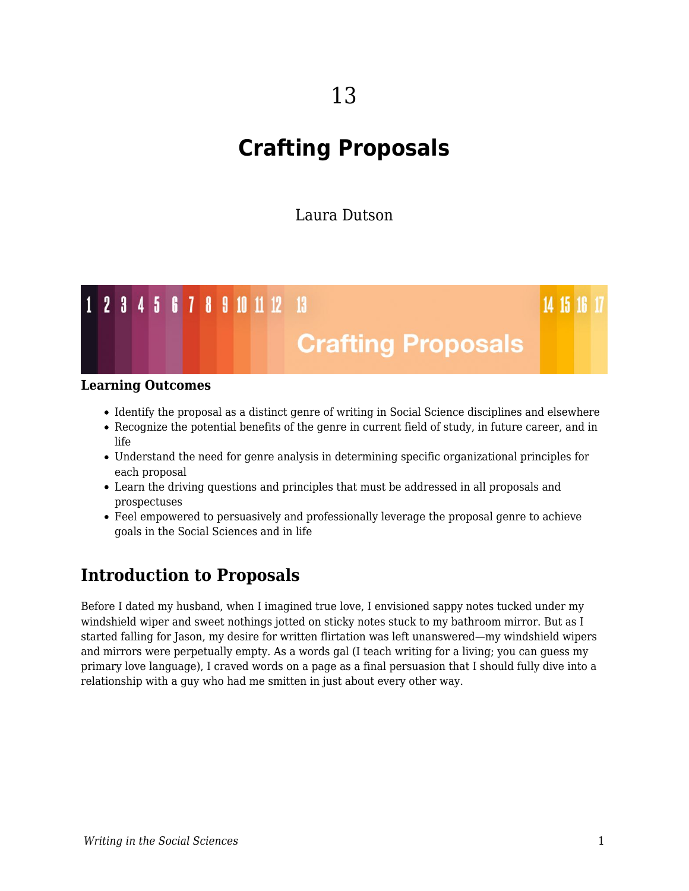# 13

# Crafting Proposals

Laura Dutson

**Learning Outcomes**

- Identify the proposal as a distinct genre of writing in Social Science disciplines and elsewhere
- Recognize the potential benefits of the genre in current field of study, in future career, and in life
- Understand the need for genre analysis in determining specific organizational principles for each proposal
- Learn the driving questions and principles that must be addressed in all proposals and prospectuses
- Feel empowered to persuasively and professionally leverage the proposal genre to achieve goals in the Social Sciences and in life

## Introduction to Proposals

Before I dated my husband, when I imagined true love, I envisioned sappy notes tucked under my windshield wiper and sweet nothings jotted on sticky notes stuck to my bathroom mirror. But as I started falling for Jason, my desire for written flirtation was left unanswered—my windshield wipers and mirrors were perpetually empty. As a words gal (I teach writing for a living; you can guess my primary love language), I craved words on a page as a final persuasion that I should fully dive into a relationship with a guy who had me smitten in just about every other way.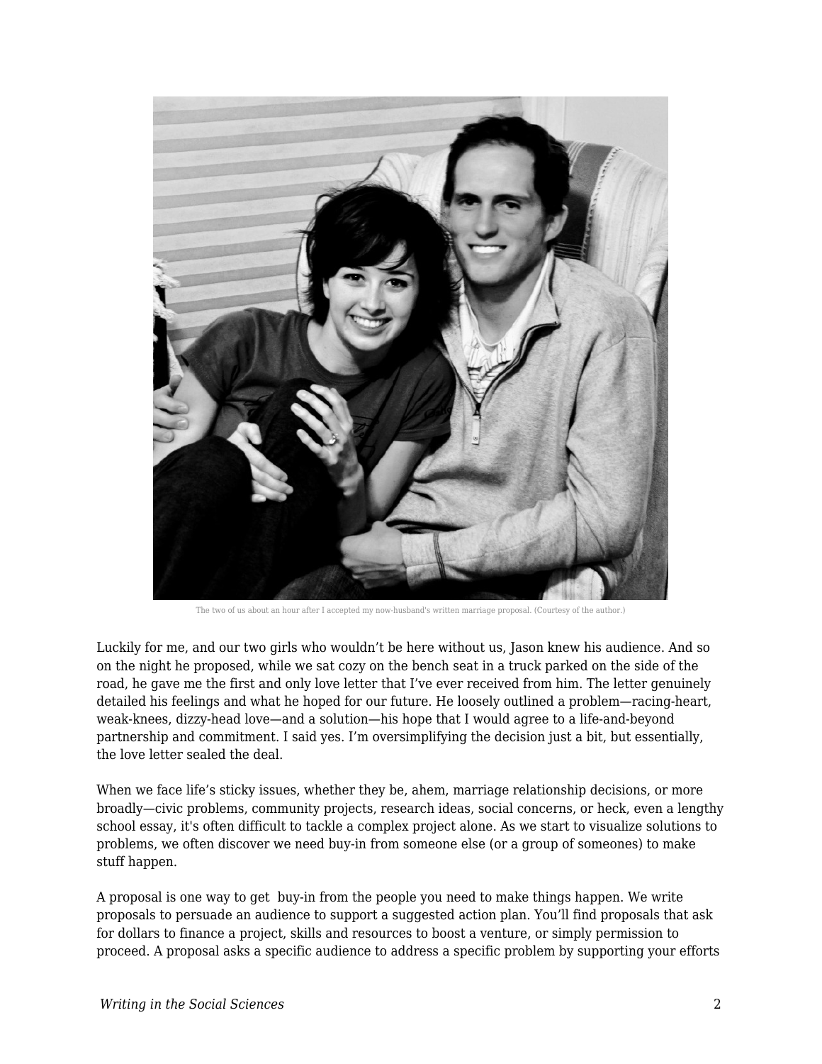The two of us about an hour after I accepted my now-husband's written marriage proposal. (Courtesy of the author.)

Luckily for me, and our two girls who wouldn't be here without us, Jason knew his audience. And so on the night he proposed, while we sat cozy on the bench seat in a truck parked on the side of the road, he gave me the first and only love letter that I've ever received from him. The letter genuinely detailed his feelings and what he hoped for our future. He loosely outlined a problem—racing-heart, weak-knees, dizzy-head love—and a solution—his hope that I would agree to a life-and-beyond partnership and commitment. I said yes. I'm oversimplifying the decision just a bit, but essentially, the love letter sealed the deal.

When we face life's sticky issues, whether they be, ahem, marriage relationship decisions, or more broadly—civic problems, community projects, research ideas, social concerns, or heck, even a lengthy school essay, it's often difficult to tackle a complex project alone. As we start to visualize solutions to problems, we often discover we need buy-in from someone else (or a group of someones) to make stuff happen.

A proposal is one way to get buy-in from the people you need to make things happen. We write proposals to persuade an audience to support a suggested action plan. You'll find proposals that ask for dollars to finance a project, skills and resources to boost a venture, or simply permission to proceed. A proposal asks a specific audience to address a specific problem by supporting your efforts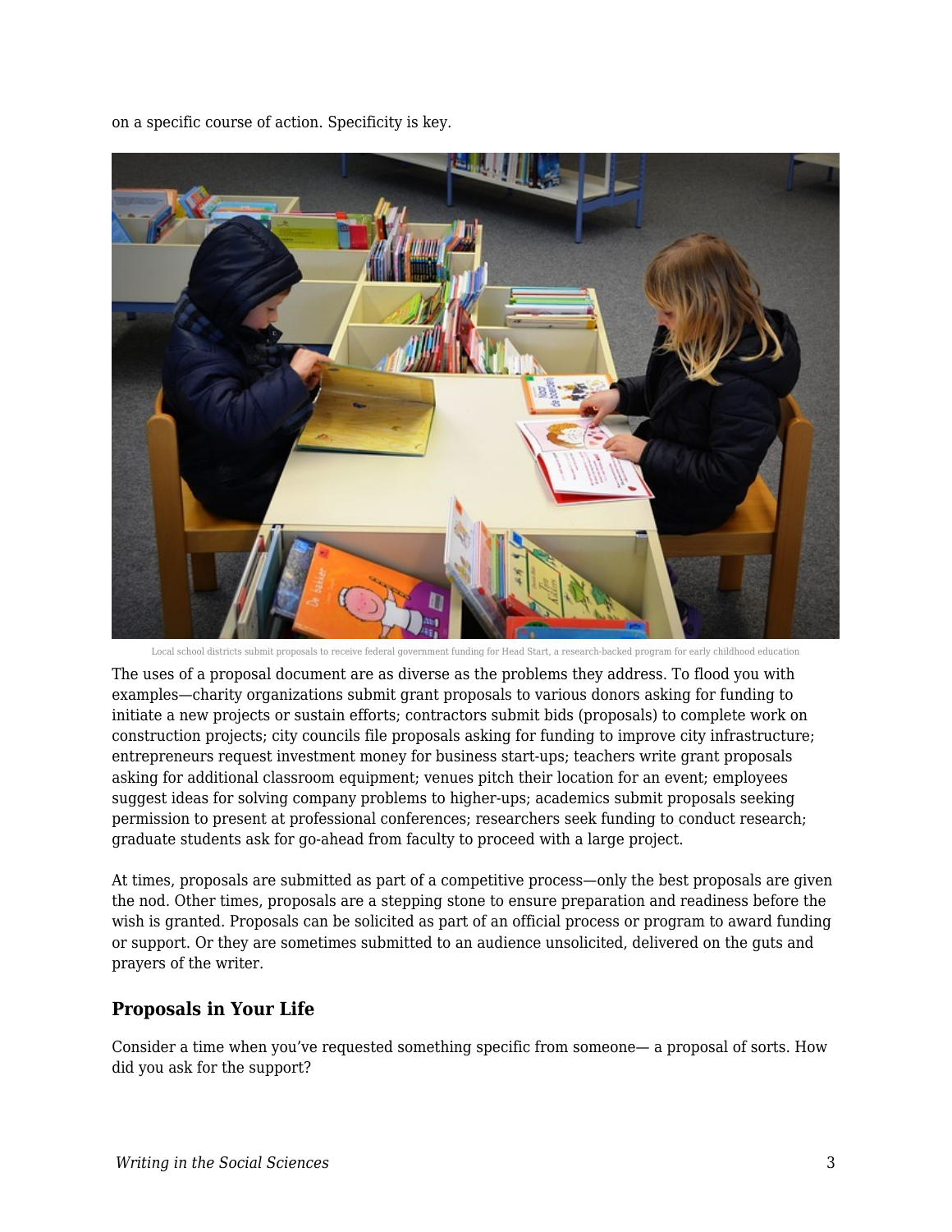on a specific course of action. Specificity is key.

Local school districts submit proposals to receive federal government funding for Head Start, a research-backed program for early childhood education

The uses of a proposal document are as diverse as the problems they address. To flood you with examples—charity organizations submit grant proposals to various donors asking for funding to initiate a new projects or sustain efforts; contractors submit bids (proposals) to complete work on construction projects; city councils file proposals asking for funding to improve city infrastructure; entrepreneurs request investment money for business start-ups; teachers write grant proposals asking for additional classroom equipment; venues pitch their location for an event; employees suggest ideas for solving company problems to higher-ups; academics submit proposals seeking permission to present at professional conferences; researchers seek funding to conduct research; graduate students ask for go-ahead from faculty to proceed with a large project.

At times, proposals are submitted as part of a competitive process—only the best proposals are given the nod. Other times, proposals are a stepping stone to ensure preparation and readiness before the wish is granted. Proposals can be solicited as part of an official process or program to award funding or support. Or they are sometimes submitted to an audience unsolicited, delivered on the guts and prayers of the writer.

### Proposals in Your Life

Consider a time when you've requested something specific from someone— a proposal of sorts. How did you ask for the support?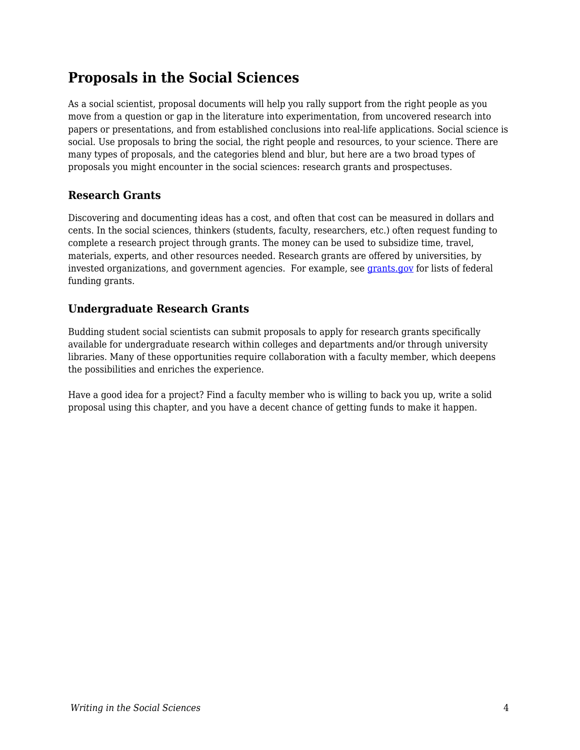## Proposals in the Social Sciences

As a social scientist, proposal documents will help you rally support from the right people as you move from a question or gap in the literature into experimentation, from uncovered research into papers or presentations, and from established conclusions into real-life applications. Social science is social. Use proposals to bring the social, the right people and resources, to your science. There are many types of proposals, and the categories blend and blur, but here are a two broad types of proposals you might encounter in the social sciences: research grants and prospectuses.

### Research Grants

Discovering and documenting ideas has a cost, and often that cost can be measured in dollars and cents. In the social sciences, thinkers (students, faculty, researchers, etc.) often request funding to complete a research project through grants. The money can be used to subsidize time, travel, materials, experts, and other resources needed. Research grants are offered by universities, by invested organizations, and government agencies. For example, see grants.gov for lists of federal funding grants.

### Undergraduate Research Grants

Budding student social scientists can submit proposals to apply for research grants specifically available for undergraduate research within colleges and departments and/or through university libraries. Many of these opportunities require collaboration with a faculty member, which deepens the possibilities and enriches the experience.

Have a good idea for a project? Find a faculty member who is willing to back you up, write a solid proposal using this chapter, and you have a decent chance of getting funds to make it happen.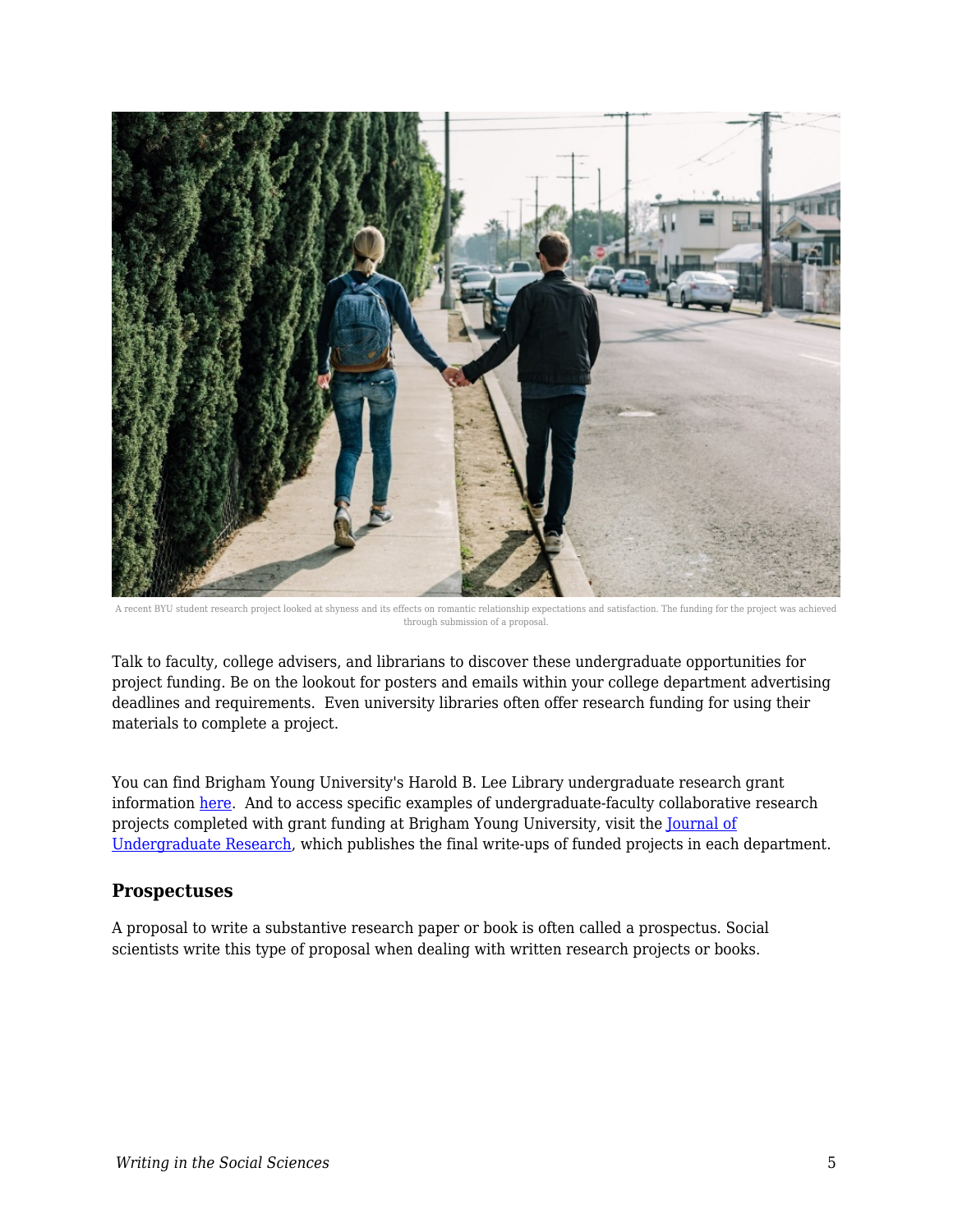A recent BYU student research project looked at shyness and its effects on romantic relationship expectations and satisfaction. The funding for the project was achieved through submission of a proposal.

Talk to faculty, college advisers, and librarians to discover these undergraduate opportunities for project funding. Be on the lookout for posters and emails within your college department advertising deadlines and requirements. Even university libraries often offer research funding for using their materials to complete a project.

You can find Brigham Young University's Harold B. Lee Library undergraduate research grant information [here](). And to access specific examples of undergraduate-faculty collaborative research projects completed with grant funding at Brigham Young University, visit the [Journal of Undergraduate Research](), which publishes the final write-ups of funded projects in each department.

### Prospectuses

A proposal to write a substantive research paper or book is often called a prospectus. Social scientists write this type of proposal when dealing with written research projects or books.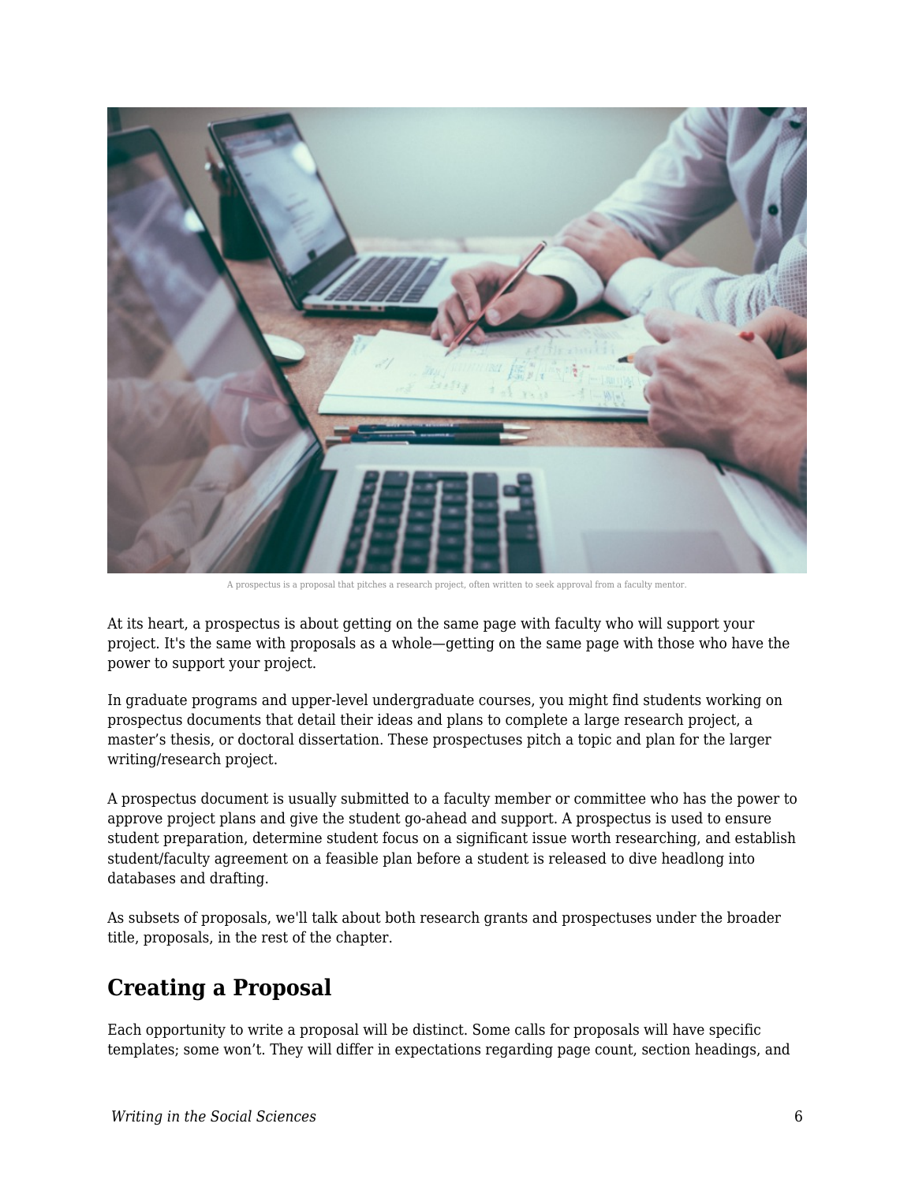A prospectus is a proposal that pitches a research project, often written to seek approval from a faculty mentor.

At its heart, a prospectus is about getting on the same page with faculty who will support your project. It's the same with proposals as a whole—getting on the same page with those who have the power to support your project.

In graduate programs and upper-level undergraduate courses, you might find students working on prospectus documents that detail their ideas and plans to complete a large research project, a master's thesis, or doctoral dissertation. These prospectuses pitch a topic and plan for the larger writing/research project.

A prospectus document is usually submitted to a faculty member or committee who has the power to approve project plans and give the student go-ahead and support. A prospectus is used to ensure student preparation, determine student focus on a significant issue worth researching, and establish student/faculty agreement on a feasible plan before a student is released to dive headlong into databases and drafting.

As subsets of proposals, we'll talk about both research grants and prospectuses under the broader title, proposals, in the rest of the chapter.

## Creating a Proposal

Each opportunity to write a proposal will be distinct. Some calls for proposals will have specific templates; some won't. They will differ in expectations regarding page count, section headings, and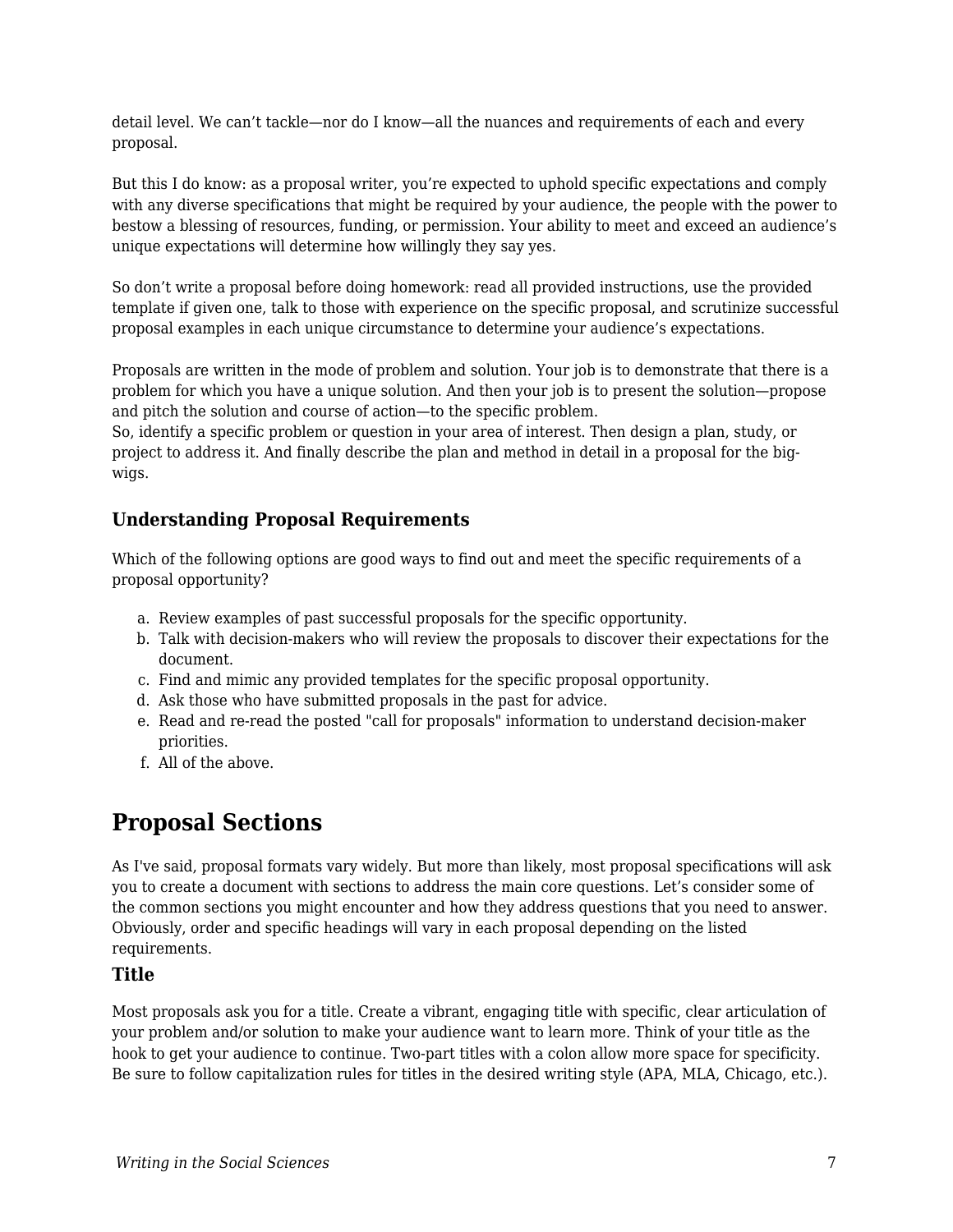detail level. We can’t tackle—nor do I know—all the nuances and requirements of each and every proposal.

But this I do know: as a proposal writer, you’re expected to uphold specific expectations and comply with any diverse specifications that might be required by your audience, the people with the power to bestow a blessing of resources, funding, or permission. Your ability to meet and exceed an audience’s unique expectations will determine how willingly they say yes.

So don’t write a proposal before doing homework: read all provided instructions, use the provided template if given one, talk to those with experience on the specific proposal, and scrutinize successful proposal examples in each unique circumstance to determine your audience’s expectations.

Proposals are written in the mode of problem and solution. Your job is to demonstrate that there is a problem for which you have a unique solution. And then your job is to present the solution—propose and pitch the solution and course of action—to the specific problem.
So, identify a specific problem or question in your area of interest. Then design a plan, study, or project to address it. And finally describe the plan and method in detail in a proposal for the big-wigs.

### Understanding Proposal Requirements

Which of the following options are good ways to find out and meet the specific requirements of a proposal opportunity?

a. Review examples of past successful proposals for the specific opportunity.
b. Talk with decision-makers who will review the proposals to discover their expectations for the document.
c. Find and mimic any provided templates for the specific proposal opportunity.
d. Ask those who have submitted proposals in the past for advice.
e. Read and re-read the posted "call for proposals" information to understand decision-maker priorities.
f. All of the above.

## Proposal Sections

As I've said, proposal formats vary widely. But more than likely, most proposal specifications will ask you to create a document with sections to address the main core questions. Let’s consider some of the common sections you might encounter and how they address questions that you need to answer. Obviously, order and specific headings will vary in each proposal depending on the listed requirements.

### Title

Most proposals ask you for a title. Create a vibrant, engaging title with specific, clear articulation of your problem and/or solution to make your audience want to learn more. Think of your title as the hook to get your audience to continue. Two-part titles with a colon allow more space for specificity. Be sure to follow capitalization rules for titles in the desired writing style (APA, MLA, Chicago, etc.).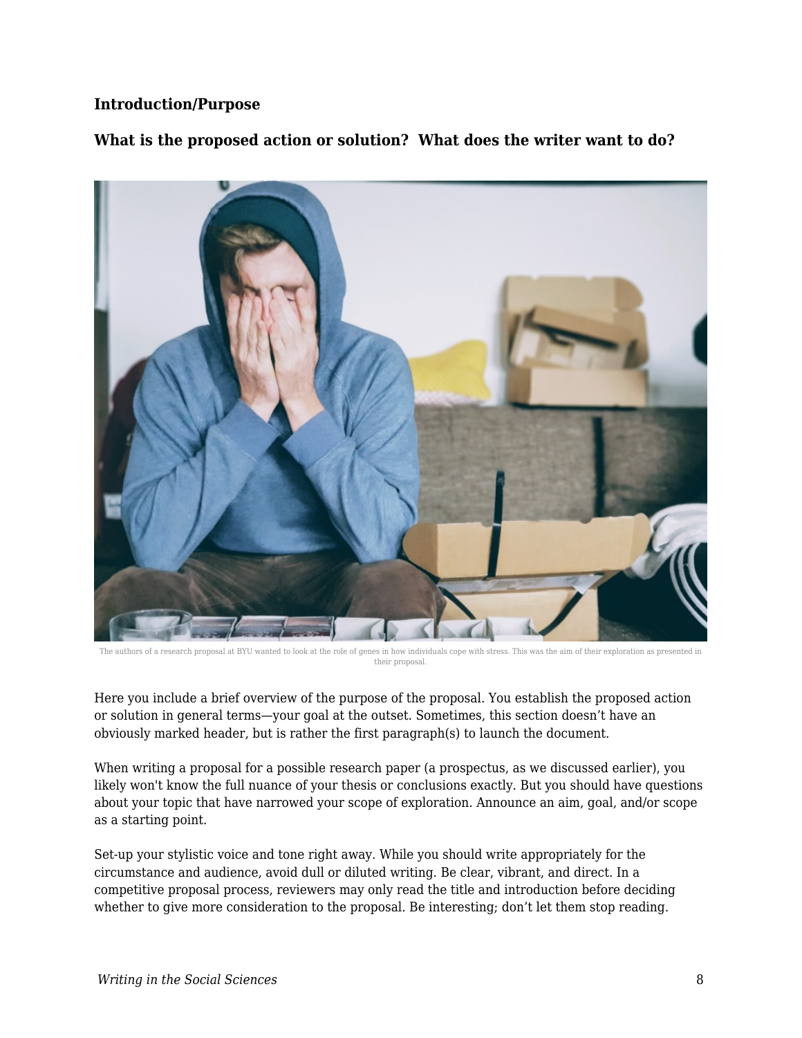### Introduction/Purpose

### What is the proposed action or solution? What does the writer want to do?

The authors of a research proposal at BYU wanted to look at the role of genes in how individuals cope with stress. This was the aim of their exploration as presented in their proposal.

Here you include a brief overview of the purpose of the proposal. You establish the proposed action or solution in general terms—your goal at the outset. Sometimes, this section doesn't have an obviously marked header, but is rather the first paragraph(s) to launch the document.

When writing a proposal for a possible research paper (a prospectus, as we discussed earlier), you likely won't know the full nuance of your thesis or conclusions exactly. But you should have questions about your topic that have narrowed your scope of exploration. Announce an aim, goal, and/or scope as a starting point.

Set-up your stylistic voice and tone right away. While you should write appropriately for the circumstance and audience, avoid dull or diluted writing. Be clear, vibrant, and direct. In a competitive proposal process, reviewers may only read the title and introduction before deciding whether to give more consideration to the proposal. Be interesting; don't let them stop reading.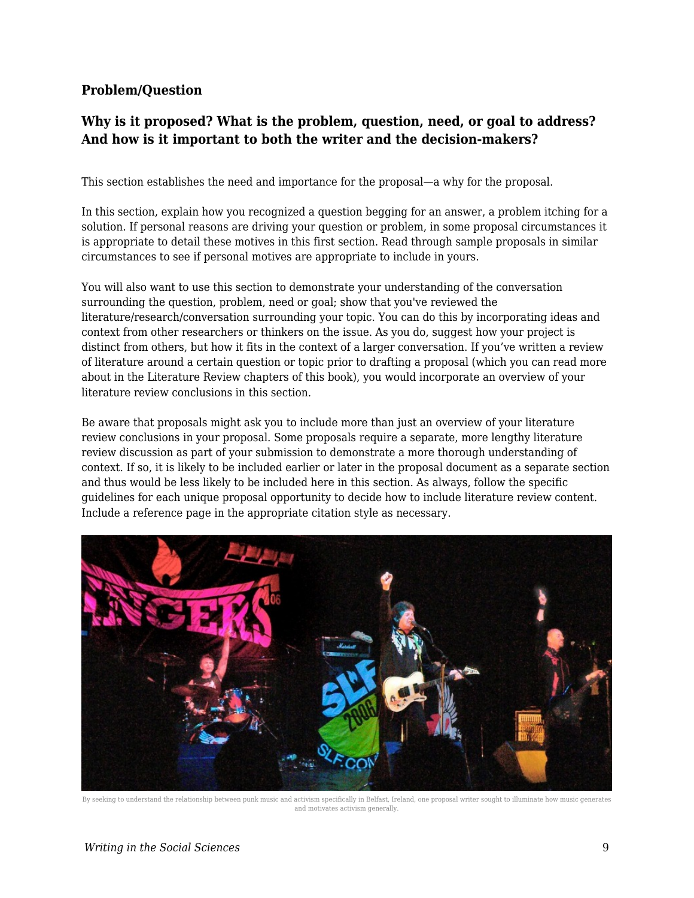### Problem/Question

### Why is it proposed? What is the problem, question, need, or goal to address? And how is it important to both the writer and the decision-makers?

This section establishes the need and importance for the proposal—a why for the proposal.

In this section, explain how you recognized a question begging for an answer, a problem itching for a solution. If personal reasons are driving your question or problem, in some proposal circumstances it is appropriate to detail these motives in this first section. Read through sample proposals in similar circumstances to see if personal motives are appropriate to include in yours.

You will also want to use this section to demonstrate your understanding of the conversation surrounding the question, problem, need or goal; show that you've reviewed the literature/research/conversation surrounding your topic. You can do this by incorporating ideas and context from other researchers or thinkers on the issue. As you do, suggest how your project is distinct from others, but how it fits in the context of a larger conversation. If you've written a review of literature around a certain question or topic prior to drafting a proposal (which you can read more about in the Literature Review chapters of this book), you would incorporate an overview of your literature review conclusions in this section.

Be aware that proposals might ask you to include more than just an overview of your literature review conclusions in your proposal. Some proposals require a separate, more lengthy literature review discussion as part of your submission to demonstrate a more thorough understanding of context. If so, it is likely to be included earlier or later in the proposal document as a separate section and thus would be less likely to be included here in this section. As always, follow the specific guidelines for each unique proposal opportunity to decide how to include literature review content. Include a reference page in the appropriate citation style as necessary.

By seeking to understand the relationship between punk music and activism specifically in Belfast, Ireland, one proposal writer sought to illuminate how music generates and motivates activism generally.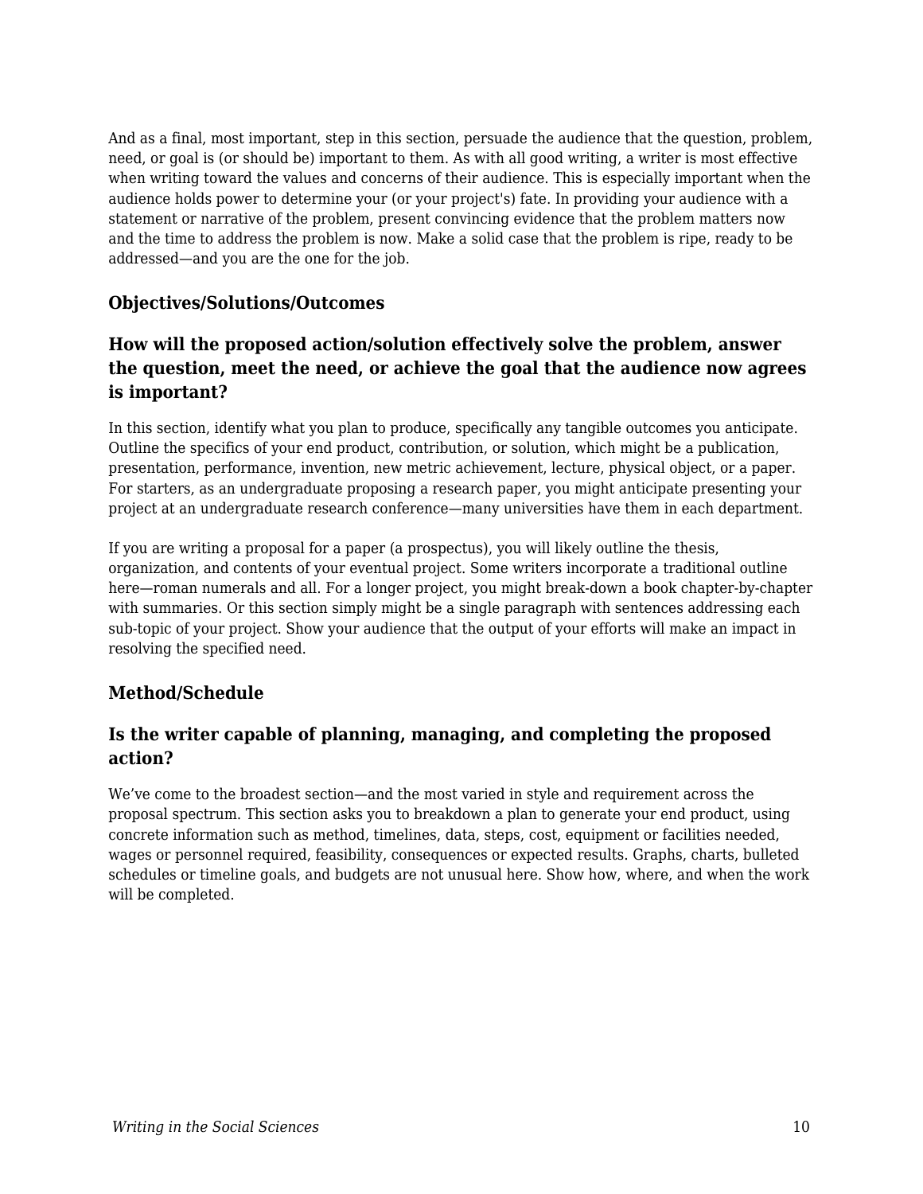And as a final, most important, step in this section, persuade the audience that the question, problem, need, or goal is (or should be) important to them. As with all good writing, a writer is most effective when writing toward the values and concerns of their audience. This is especially important when the audience holds power to determine your (or your project's) fate. In providing your audience with a statement or narrative of the problem, present convincing evidence that the problem matters now and the time to address the problem is now. Make a solid case that the problem is ripe, ready to be addressed—and you are the one for the job.

### Objectives/Solutions/Outcomes

### How will the proposed action/solution effectively solve the problem, answer the question, meet the need, or achieve the goal that the audience now agrees is important?

In this section, identify what you plan to produce, specifically any tangible outcomes you anticipate. Outline the specifics of your end product, contribution, or solution, which might be a publication, presentation, performance, invention, new metric achievement, lecture, physical object, or a paper. For starters, as an undergraduate proposing a research paper, you might anticipate presenting your project at an undergraduate research conference—many universities have them in each department.

If you are writing a proposal for a paper (a prospectus), you will likely outline the thesis, organization, and contents of your eventual project. Some writers incorporate a traditional outline here—roman numerals and all. For a longer project, you might break-down a book chapter-by-chapter with summaries. Or this section simply might be a single paragraph with sentences addressing each sub-topic of your project. Show your audience that the output of your efforts will make an impact in resolving the specified need.

### Method/Schedule

### Is the writer capable of planning, managing, and completing the proposed action?

We've come to the broadest section—and the most varied in style and requirement across the proposal spectrum. This section asks you to breakdown a plan to generate your end product, using concrete information such as method, timelines, data, steps, cost, equipment or facilities needed, wages or personnel required, feasibility, consequences or expected results. Graphs, charts, bulleted schedules or timeline goals, and budgets are not unusual here. Show how, where, and when the work will be completed.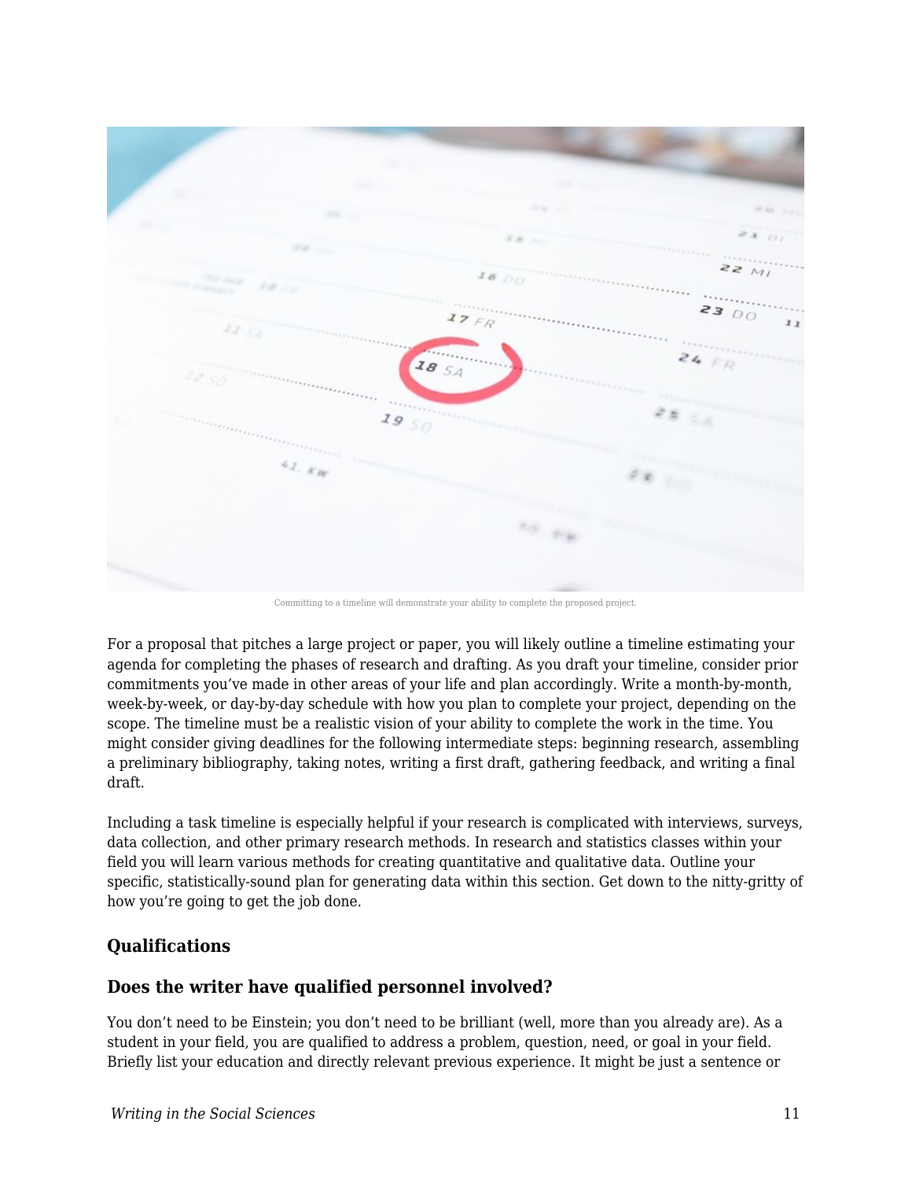Committing to a timeline will demonstrate your ability to complete the proposed project.

For a proposal that pitches a large project or paper, you will likely outline a timeline estimating your agenda for completing the phases of research and drafting. As you draft your timeline, consider prior commitments you've made in other areas of your life and plan accordingly. Write a month-by-month, week-by-week, or day-by-day schedule with how you plan to complete your project, depending on the scope. The timeline must be a realistic vision of your ability to complete the work in the time. You might consider giving deadlines for the following intermediate steps: beginning research, assembling a preliminary bibliography, taking notes, writing a first draft, gathering feedback, and writing a final draft.

Including a task timeline is especially helpful if your research is complicated with interviews, surveys, data collection, and other primary research methods. In research and statistics classes within your field you will learn various methods for creating quantitative and qualitative data. Outline your specific, statistically-sound plan for generating data within this section. Get down to the nitty-gritty of how you're going to get the job done.

### Qualifications

### Does the writer have qualified personnel involved?

You don't need to be Einstein; you don't need to be brilliant (well, more than you already are). As a student in your field, you are qualified to address a problem, question, need, or goal in your field. Briefly list your education and directly relevant previous experience. It might be just a sentence or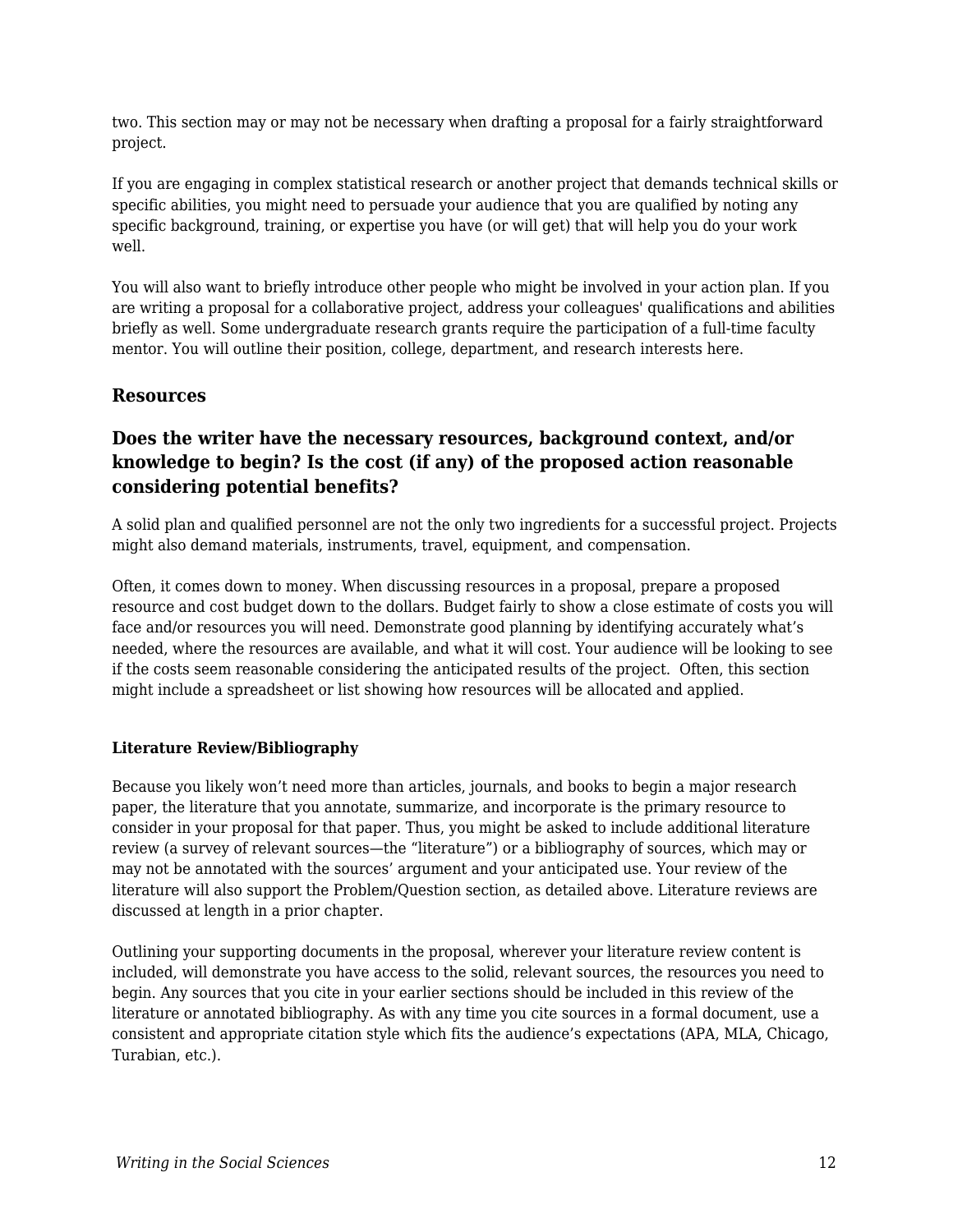two. This section may or may not be necessary when drafting a proposal for a fairly straightforward project.

If you are engaging in complex statistical research or another project that demands technical skills or specific abilities, you might need to persuade your audience that you are qualified by noting any specific background, training, or expertise you have (or will get) that will help you do your work well.

You will also want to briefly introduce other people who might be involved in your action plan. If you are writing a proposal for a collaborative project, address your colleagues' qualifications and abilities briefly as well. Some undergraduate research grants require the participation of a full-time faculty mentor. You will outline their position, college, department, and research interests here.

### Resources

### Does the writer have the necessary resources, background context, and/or knowledge to begin? Is the cost (if any) of the proposed action reasonable considering potential benefits?

A solid plan and qualified personnel are not the only two ingredients for a successful project. Projects might also demand materials, instruments, travel, equipment, and compensation.

Often, it comes down to money. When discussing resources in a proposal, prepare a proposed resource and cost budget down to the dollars. Budget fairly to show a close estimate of costs you will face and/or resources you will need. Demonstrate good planning by identifying accurately what's needed, where the resources are available, and what it will cost. Your audience will be looking to see if the costs seem reasonable considering the anticipated results of the project. Often, this section might include a spreadsheet or list showing how resources will be allocated and applied.

#### Literature Review/Bibliography

Because you likely won't need more than articles, journals, and books to begin a major research paper, the literature that you annotate, summarize, and incorporate is the primary resource to consider in your proposal for that paper. Thus, you might be asked to include additional literature review (a survey of relevant sources—the "literature") or a bibliography of sources, which may or may not be annotated with the sources' argument and your anticipated use. Your review of the literature will also support the Problem/Question section, as detailed above. Literature reviews are discussed at length in a prior chapter.

Outlining your supporting documents in the proposal, wherever your literature review content is included, will demonstrate you have access to the solid, relevant sources, the resources you need to begin. Any sources that you cite in your earlier sections should be included in this review of the literature or annotated bibliography. As with any time you cite sources in a formal document, use a consistent and appropriate citation style which fits the audience's expectations (APA, MLA, Chicago, Turabian, etc.).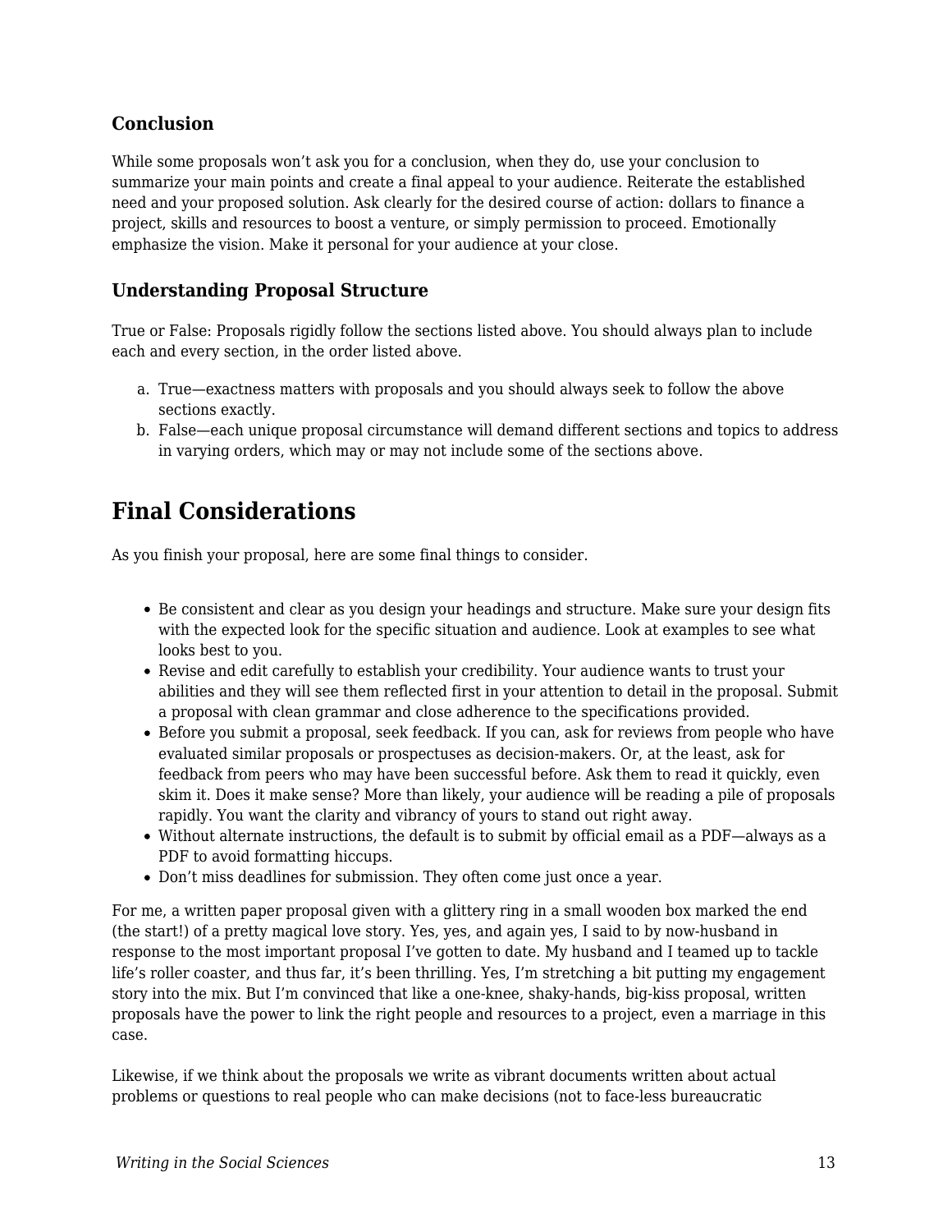### Conclusion

While some proposals won't ask you for a conclusion, when they do, use your conclusion to summarize your main points and create a final appeal to your audience. Reiterate the established need and your proposed solution. Ask clearly for the desired course of action: dollars to finance a project, skills and resources to boost a venture, or simply permission to proceed. Emotionally emphasize the vision. Make it personal for your audience at your close.

### Understanding Proposal Structure

True or False: Proposals rigidly follow the sections listed above. You should always plan to include each and every section, in the order listed above.

a. True—exactness matters with proposals and you should always seek to follow the above sections exactly.
b. False—each unique proposal circumstance will demand different sections and topics to address in varying orders, which may or may not include some of the sections above.

## Final Considerations

As you finish your proposal, here are some final things to consider.

- Be consistent and clear as you design your headings and structure. Make sure your design fits with the expected look for the specific situation and audience. Look at examples to see what looks best to you.
- Revise and edit carefully to establish your credibility. Your audience wants to trust your abilities and they will see them reflected first in your attention to detail in the proposal. Submit a proposal with clean grammar and close adherence to the specifications provided.
- Before you submit a proposal, seek feedback. If you can, ask for reviews from people who have evaluated similar proposals or prospectuses as decision-makers. Or, at the least, ask for feedback from peers who may have been successful before. Ask them to read it quickly, even skim it. Does it make sense? More than likely, your audience will be reading a pile of proposals rapidly. You want the clarity and vibrancy of yours to stand out right away.
- Without alternate instructions, the default is to submit by official email as a PDF—always as a PDF to avoid formatting hiccups.
- Don't miss deadlines for submission. They often come just once a year.

For me, a written paper proposal given with a glittery ring in a small wooden box marked the end (the start!) of a pretty magical love story. Yes, yes, and again yes, I said to by now-husband in response to the most important proposal I've gotten to date. My husband and I teamed up to tackle life's roller coaster, and thus far, it's been thrilling. Yes, I'm stretching a bit putting my engagement story into the mix. But I'm convinced that like a one-knee, shaky-hands, big-kiss proposal, written proposals have the power to link the right people and resources to a project, even a marriage in this case.

Likewise, if we think about the proposals we write as vibrant documents written about actual problems or questions to real people who can make decisions (not to face-less bureaucratic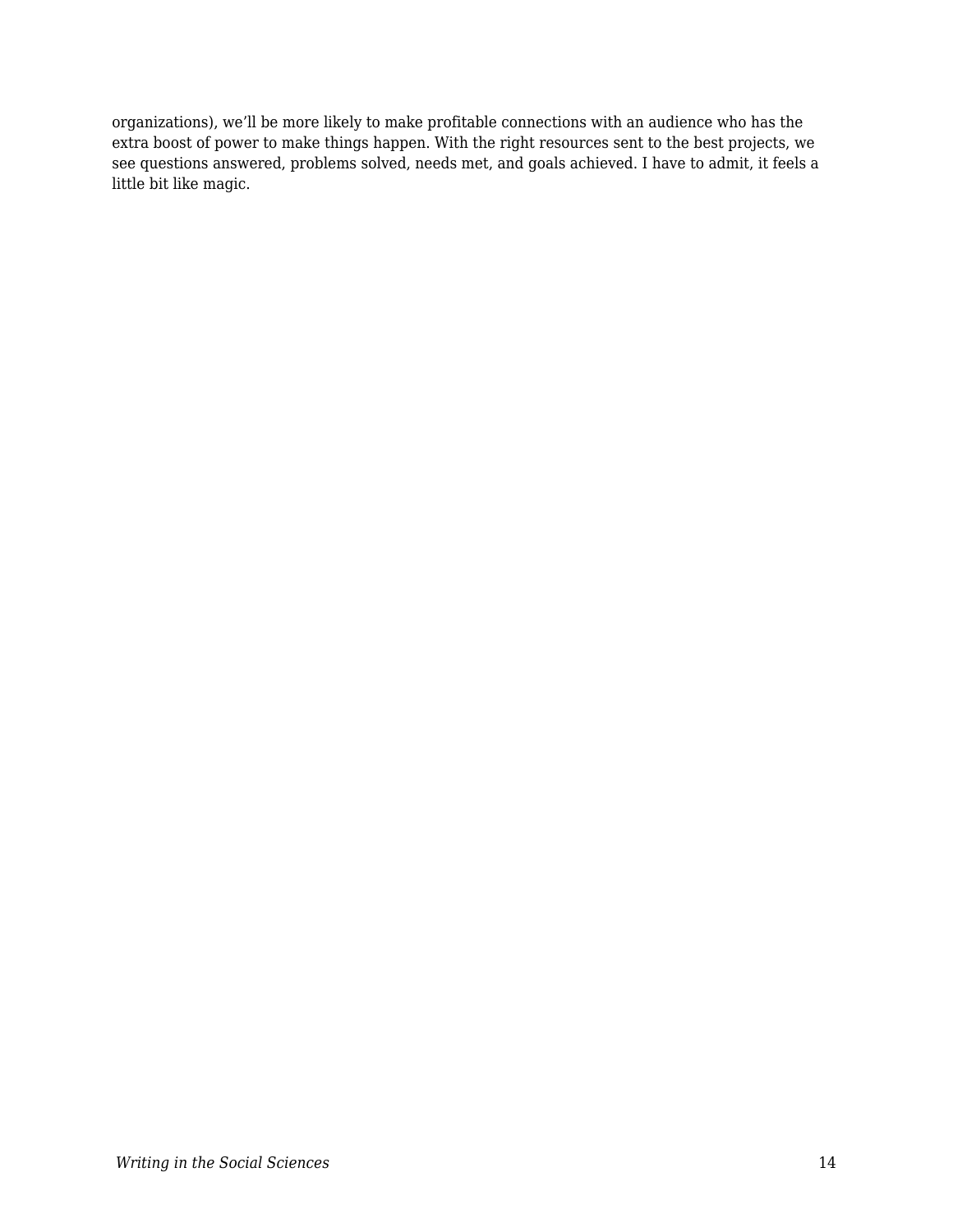organizations), we’ll be more likely to make profitable connections with an audience who has the extra boost of power to make things happen. With the right resources sent to the best projects, we see questions answered, problems solved, needs met, and goals achieved. I have to admit, it feels a little bit like magic.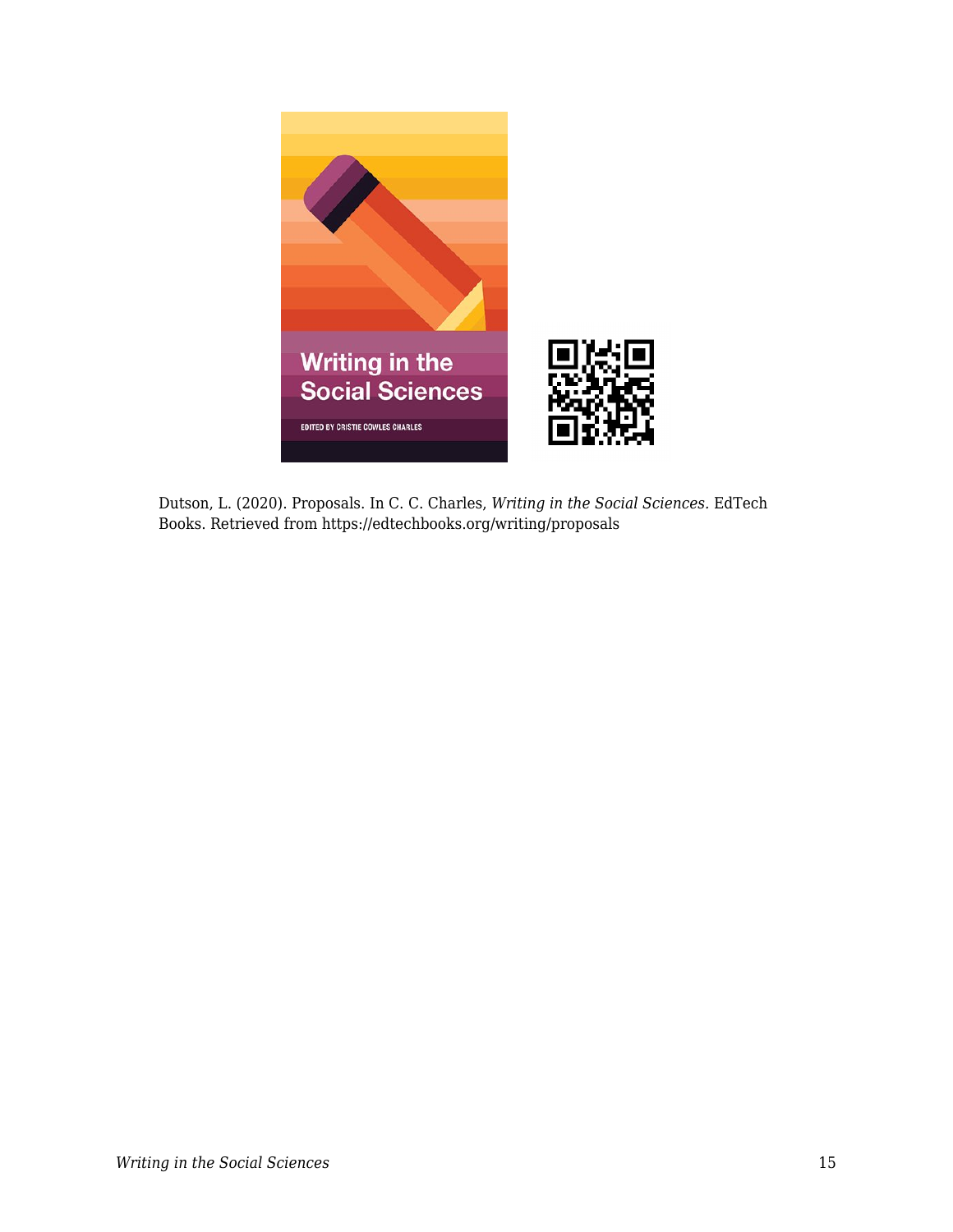Dutson, L. (2020). Proposals. In C. C. Charles, *Writing in the Social Sciences*. EdTech Books. Retrieved from https://edtechbooks.org/writing/proposals